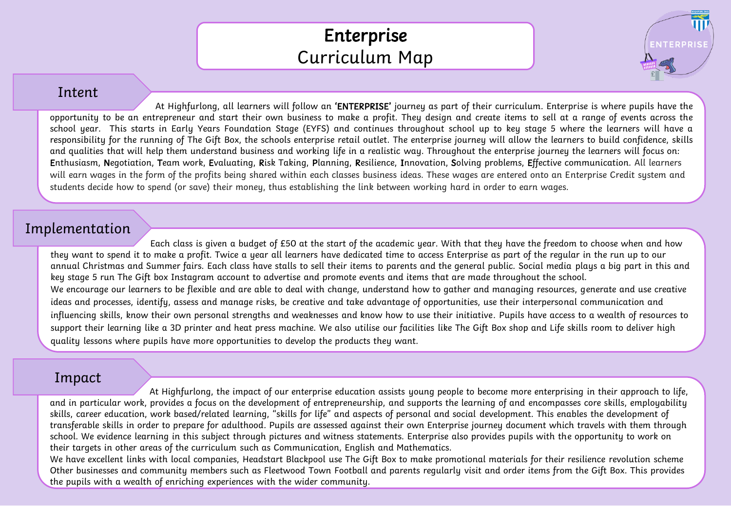# Enterprise
## Curriculum Map

## Intent

At Highfurlong, all learners will follow an **'ENTERPRISE'** journey as part of their curriculum. Enterprise is where pupils have the opportunity to be an entrepreneur and start their own business to make a profit. They design and create items to sell at a range of events across the school year. This starts in Early Years Foundation Stage (EYFS) and continues throughout school up to key stage 5 where the learners will have a responsibility for the running of The Gift Box, the schools enterprise retail outlet. The enterprise journey will allow the learners to build confidence, skills and qualities that will help them understand business and working life in a realistic way. Throughout the enterprise journey the learners will focus on: **E**nthusiasm, **N**egotiation, **T**eam work, **E**valuating, **R**isk Taking, **P**lanning, **R**esilience, **I**nnovation, **S**olving problems, **E**ffective communication. All learners will earn wages in the form of the profits being shared within each classes business ideas. These wages are entered onto an Enterprise Credit system and students decide how to spend (or save) their money, thus establishing the link between working hard in order to earn wages.

## Implementation

Each class is given a budget of £50 at the start of the academic year. With that they have the freedom to choose when and how they want to spend it to make a profit. Twice a year all learners have dedicated time to access Enterprise as part of the regular in the run up to our annual Christmas and Summer fairs. Each class have stalls to sell their items to parents and the general public. Social media plays a big part in this and key stage 5 run The Gift box Instagram account to advertise and promote events and items that are made throughout the school.

We encourage our learners to be flexible and are able to deal with change, understand how to gather and managing resources, generate and use creative ideas and processes, identify, assess and manage risks, be creative and take advantage of opportunities, use their interpersonal communication and influencing skills, know their own personal strengths and weaknesses and know how to use their initiative. Pupils have access to a wealth of resources to support their learning like a 3D printer and heat press machine. We also utilise our facilities like The Gift Box shop and Life skills room to deliver high quality lessons where pupils have more opportunities to develop the products they want.

## Impact

At Highfurlong, the impact of our enterprise education assists young people to become more enterprising in their approach to life, and in particular work, provides a focus on the development of entrepreneurship, and supports the learning of and encompasses core skills, employability skills, career education, work based/related learning, "skills for life" and aspects of personal and social development. This enables the development of transferable skills in order to prepare for adulthood. Pupils are assessed against their own Enterprise journey document which travels with them through school. We evidence learning in this subject through pictures and witness statements. Enterprise also provides pupils with the opportunity to work on their targets in other areas of the curriculum such as Communication, English and Mathematics.

We have excellent links with local companies, Headstart Blackpool use The Gift Box to make promotional materials for their resilience revolution scheme Other businesses and community members such as Fleetwood Town Football and parents regularly visit and order items from the Gift Box. This provides the pupils with a wealth of enriching experiences with the wider community.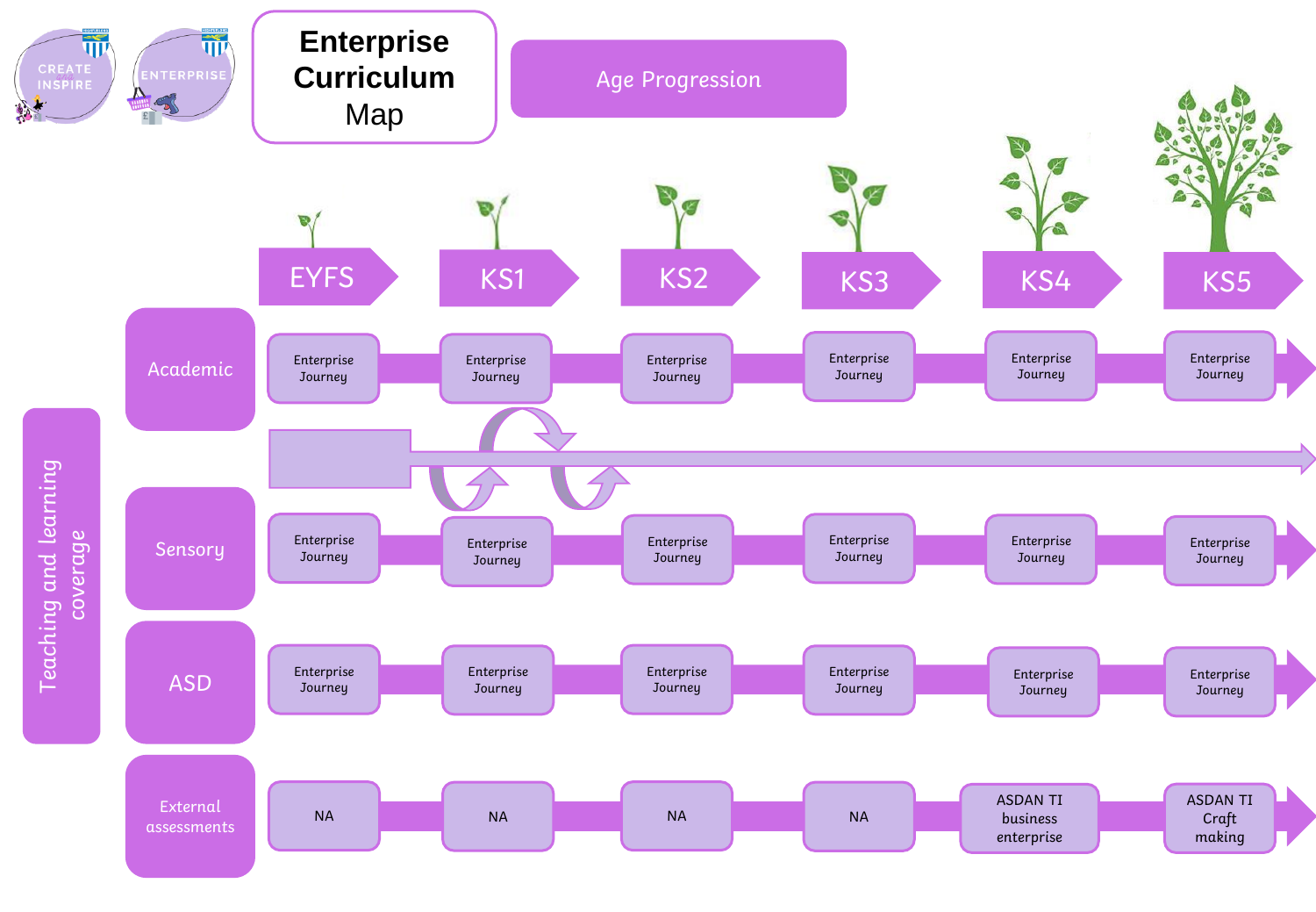# Enterprise Curriculum Map

CREATE and INSPIRE

ENTERPRISE

Age Progression

Teaching and learning coverage

| | EYFS | KS1 | KS2 | KS3 | KS4 | KS5 |
|---|---|---|---|---|---|---|
| Academic | Enterprise Journey | Enterprise Journey | Enterprise Journey | Enterprise Journey | Enterprise Journey | Enterprise Journey |
| Sensory | Enterprise Journey | Enterprise Journey | Enterprise Journey | Enterprise Journey | Enterprise Journey | Enterprise Journey |
| ASD | Enterprise Journey | Enterprise Journey | Enterprise Journey | Enterprise Journey | Enterprise Journey | Enterprise Journey |
| External assessments | NA | NA | NA | NA | ASDAN TI business enterprise | ASDAN TI Craft making |